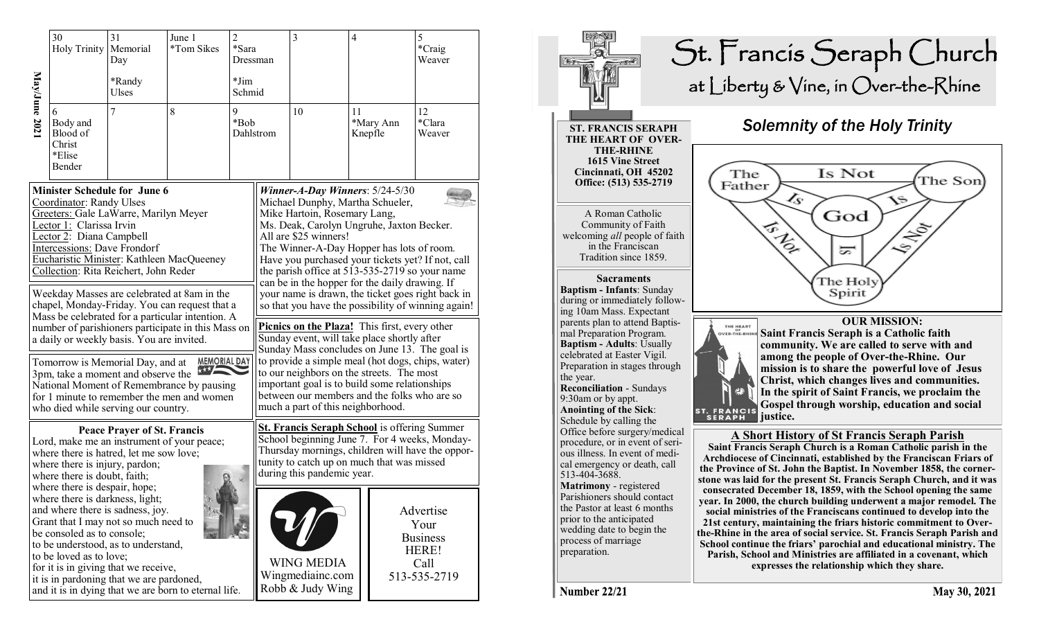**May/June 2021**

| 30 | 31 | June 1 | 2 | 3 | 4 | 5 |
|---|---|---|---|---|---|---|
| Holy Trinity | Memorial Day *Randy Ulses | *Tom Sikes | *Sara Dressman *Jim Schmid | | | *Craig Weaver |
| 6 Body and Blood of Christ *Elise Bender | 7 | 8 | 9 *Bob Dahlstrom | 10 | 11 *Mary Ann Knepfle | 12 *Clara Weaver |

**Minister Schedule for June 6**

Coordinator: Randy Ulses
Greeters: Gale LaWarre, Marilyn Meyer
Lector 1: Clarissa Irvin
Lector 2: Diana Campbell
Intercessions: Dave Frondorf
Eucharistic Minister: Kathleen MacQueeney
Collection: Rita Reichert, John Reder

Weekday Masses are celebrated at 8am in the chapel, Monday-Friday. You can request that a Mass be celebrated for a particular intention. A number of parishioners participate in this Mass on a daily or weekly basis. You are invited.

Tomorrow is Memorial Day, and at 3pm, take a moment and observe the National Moment of Remembrance by pausing for 1 minute to remember the men and women who died while serving our country.

**Peace Prayer of St. Francis**

Lord, make me an instrument of your peace;
where there is hatred, let me sow love;
where there is injury, pardon;
where there is doubt, faith;
where there is despair, hope;
where there is darkness, light;
and where there is sadness, joy.
Grant that I may not so much need to be consoled as to console;
to be understood, as to understand,
to be loved as to love;
for it is in giving that we receive,
it is in pardoning that we are pardoned,
and it is in dying that we are born to eternal life.

***Winner-A-Day Winners***: 5/24-5/30
Michael Dunphy, Martha Schueler, Mike Hartoin, Rosemary Lang, Ms. Deak, Carolyn Ungruhe, Jaxton Becker. All are $25 winners!
The Winner-A-Day Hopper has lots of room. Have you purchased your tickets yet? If not, call the parish office at 513-535-2719 so your name can be in the hopper for the daily drawing. If your name is drawn, the ticket goes right back in so that you have the possibility of winning again!

**Picnics on the Plaza!** This first, every other Sunday event, will take place shortly after Sunday Mass concludes on June 13. The goal is to provide a simple meal (hot dogs, chips, water) to our neighbors on the streets. The most important goal is to build some relationships between our members and the folks who are so much a part of this neighborhood.

**St. Francis Seraph School** is offering Summer School beginning June 7. For 4 weeks, Monday-Thursday mornings, children will have the opportunity to catch up on much that was missed during this pandemic year.

WING MEDIA
Wingmediainc.com
Robb & Judy Wing

Advertise Your Business HERE!
Call 513-535-2719

# St. Francis Seraph Church
## at Liberty & Vine, in Over-the-Rhine

**ST. FRANCIS SERAPH THE HEART OF OVER-THE-RHINE**
**1615 Vine Street**
**Cincinnati, OH 45202**
**Office: (513) 535-2719**

A Roman Catholic Community of Faith welcoming *all* people of faith in the Franciscan Tradition since 1859.

**Sacraments**

**Baptism - Infants**: Sunday during or immediately following 10am Mass. Expectant parents plan to attend Baptismal Preparation Program.
**Baptism - Adults**: Usually celebrated at Easter Vigil. Preparation in stages through the year.
**Reconciliation** - Sundays 9:30am or by appt.
**Anointing of the Sick**: Schedule by calling the Office before surgery/medical procedure, or in event of serious illness. In event of medical emergency or death, call 513-404-3688.
**Matrimony** - registered Parishioners should contact the Pastor at least 6 months prior to the anticipated wedding date to begin the process of marriage preparation.

## *Solemnity of the Holy Trinity*

The Father — Is Not — The Son; The Father — Is — God; The Son — Is — God; The Holy Spirit — Is — God; The Father — Is Not — The Holy Spirit; The Son — Is Not — The Holy Spirit

**OUR MISSION:**
**Saint Francis Seraph is a Catholic faith community. We are called to serve with and among the people of Over-the-Rhine. Our mission is to share the powerful love of Jesus Christ, which changes lives and communities. In the spirit of Saint Francis, we proclaim the Gospel through worship, education and social justice.**

**A Short History of St Francis Seraph Parish**

**Saint Francis Seraph Church is a Roman Catholic parish in the Archdiocese of Cincinnati, established by the Franciscan Friars of the Province of St. John the Baptist. In November 1858, the cornerstone was laid for the present St. Francis Seraph Church, and it was consecrated December 18, 1859, with the School opening the same year. In 2000, the church building underwent a major remodel. The social ministries of the Franciscans continued to develop into the 21st century, maintaining the friars historic commitment to Over-the-Rhine in the area of social service. St. Francis Seraph Parish and School continue the friars' parochial and educational ministry. The Parish, School and Ministries are affiliated in a covenant, which expresses the relationship which they share.**

Number 22/21 — May 30, 2021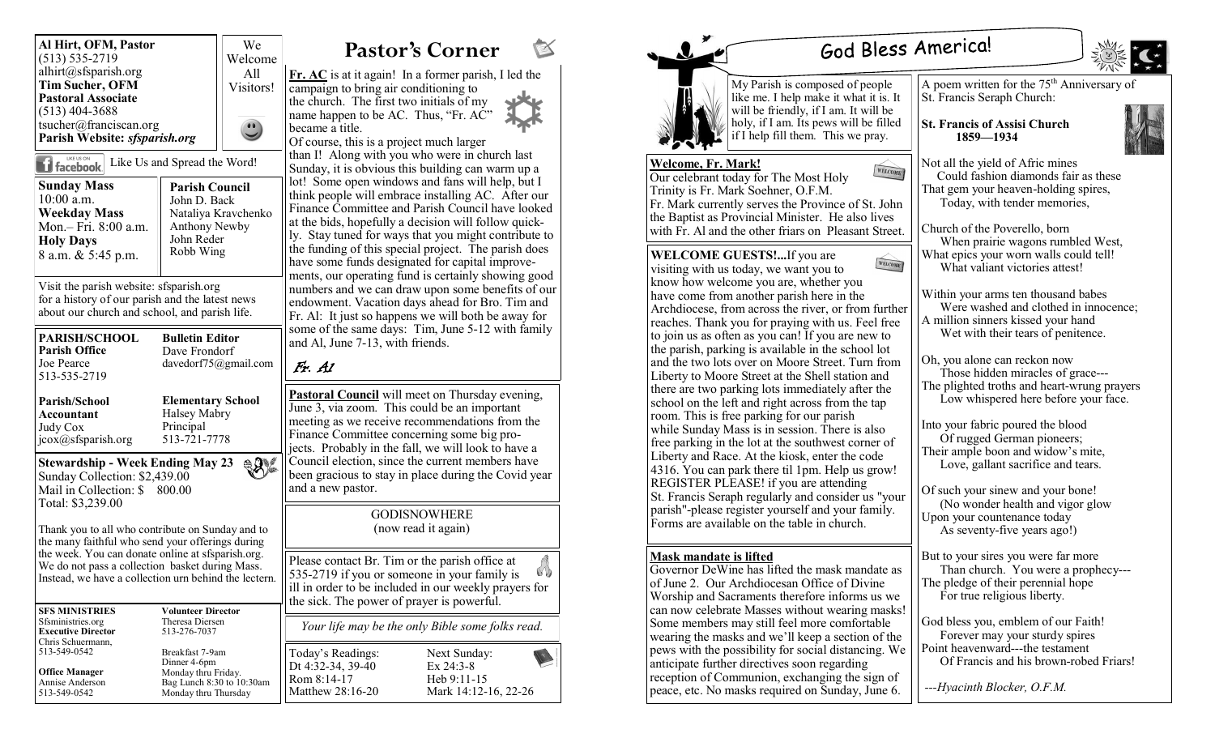Al Hirt, OFM, Pastor
(513) 535-2719
alhirt@sfsparish.org
**Tim Sucher, OFM**
**Pastoral Associate**
(513) 404-3688
tsucher@franciscan.org
**Parish Website: *sfsparish.org***

We Welcome All Visitors!

Like Us and Spread the Word!

**Sunday Mass**
10:00 a.m.
**Weekday Mass**
Mon.– Fri. 8:00 a.m.
**Holy Days**
8 a.m. & 5:45 p.m.

**Parish Council**
John D. Back
Nataliya Kravchenko
Anthony Newby
John Reder
Robb Wing

Visit the parish website: sfsparish.org for a history of our parish and the latest news about our church and school, and parish life.

**PARISH/SCHOOL Parish Office**
Joe Pearce
513-535-2719

**Bulletin Editor**
Dave Frondorf
davedorf75@gmail.com

**Parish/School Accountant**
Judy Cox
jcox@sfsparish.org

**Elementary School**
Halsey Mabry
Principal
513-721-7778

**Stewardship - Week Ending May 23**
Sunday Collection: $2,439.00
Mail in Collection: $ 800.00
Total: $3,239.00

Thank you to all who contribute on Sunday and to the many faithful who send your offerings during the week. You can donate online at sfsparish.org. We do not pass a collection basket during Mass. Instead, we have a collection urn behind the lectern.

**SFS MINISTRIES**
Sfsministries.org
**Executive Director**
Chris Schuermann,
513-549-0542

**Office Manager**
Annise Anderson
513-549-0542

**Volunteer Director**
Theresa Diersen
513-276-7037

Breakfast 7-9am
Dinner 4-6pm
Monday thru Friday.
Bag Lunch 8:30 to 10:30am
Monday thru Thursday

# Pastor's Corner

**Fr. AC** is at it again! In a former parish, I led the campaign to bring air conditioning to the church. The first two initials of my name happen to be AC. Thus, "Fr. AC" became a title.
Of course, this is a project much larger than I! Along with you who were in church last Sunday, it is obvious this building can warm up a lot! Some open windows and fans will help, but I think people will embrace installing AC. After our Finance Committee and Parish Council have looked at the bids, hopefully a decision will follow quickly. Stay tuned for ways that you might contribute to the funding of this special project. The parish does have some funds designated for capital improvements, our operating fund is certainly showing good numbers and we can draw upon some benefits of our endowment. Vacation days ahead for Bro. Tim and Fr. Al: It just so happens we will both be away for some of the same days: Tim, June 5-12 with family and Al, June 7-13, with friends.

*Fr. Al*

**Pastoral Council** will meet on Thursday evening, June 3, via zoom. This could be an important meeting as we receive recommendations from the Finance Committee concerning some big projects. Probably in the fall, we will look to have a Council election, since the current members have been gracious to stay in place during the Covid year and a new pastor.

GODISNOWHERE
(now read it again)

Please contact Br. Tim or the parish office at 535-2719 if you or someone in your family is ill in order to be included in our weekly prayers for the sick. The power of prayer is powerful.

*Your life may be the only Bible some folks read.*

Today's Readings:
Dt 4:32-34, 39-40
Rom 8:14-17
Matthew 28:16-20

Next Sunday:
Ex 24:3-8
Heb 9:11-15
Mark 14:12-16, 22-26

# God Bless America!

My Parish is composed of people like me. I help make it what it is. It will be friendly, if I am. It will be holy, if I am. Its pews will be filled if I help fill them. This we pray.

**Welcome, Fr. Mark!**
Our celebrant today for The Most Holy Trinity is Fr. Mark Soehner, O.F.M. Fr. Mark currently serves the Province of St. John the Baptist as Provincial Minister. He also lives with Fr. Al and the other friars on Pleasant Street.

**WELCOME GUESTS!...**If you are visiting with us today, we want you to know how welcome you are, whether you have come from another parish here in the Archdiocese, from across the river, or from further reaches. Thank you for praying with us. Feel free to join us as often as you can! If you are new to the parish, parking is available in the school lot and the two lots over on Moore Street. Turn from Liberty to Moore Street at the Shell station and there are two parking lots immediately after the school on the left and right across from the tap room. This is free parking for our parish while Sunday Mass is in session. There is also free parking in the lot at the southwest corner of Liberty and Race. At the kiosk, enter the code 4316. You can park there til 1pm. Help us grow! REGISTER PLEASE! if you are attending St. Francis Seraph regularly and consider us "your parish"-please register yourself and your family. Forms are available on the table in church.

**Mask mandate is lifted**
Governor DeWine has lifted the mask mandate as of June 2. Our Archdiocesean Office of Divine Worship and Sacraments therefore informs us we can now celebrate Masses without wearing masks! Some members may still feel more comfortable wearing the masks and we'll keep a section of the pews with the possibility for social distancing. We anticipate further directives soon regarding reception of Communion, exchanging the sign of peace, etc. No masks required on Sunday, June 6.

A poem written for the 75[th] Anniversary of St. Francis Seraph Church:

**St. Francis of Assisi Church**
**1859—1934**

Not all the yield of Afric mines
Could fashion diamonds fair as these
That gem your heaven-holding spires,
Today, with tender memories,

Church of the Poverello, born
When prairie wagons rumbled West,
What epics your worn walls could tell!
What valiant victories attest!

Within your arms ten thousand babes
Were washed and clothed in innocence;
A million sinners kissed your hand
Wet with their tears of penitence.

Oh, you alone can reckon now
Those hidden miracles of grace---
The plighted troths and heart-wrung prayers
Low whispered here before your face.

Into your fabric poured the blood
Of rugged German pioneers;
Their ample boon and widow's mite,
Love, gallant sacrifice and tears.

Of such your sinew and your bone!
(No wonder health and vigor glow
Upon your countenance today
As seventy-five years ago!)

But to your sires you were far more
Than church. You were a prophecy---
The pledge of their perennial hope
For true religious liberty.

God bless you, emblem of our Faith!
Forever may your sturdy spires
Point heavenward---the testament
Of Francis and his brown-robed Friars!

*---Hyacinth Blocker, O.F.M.*